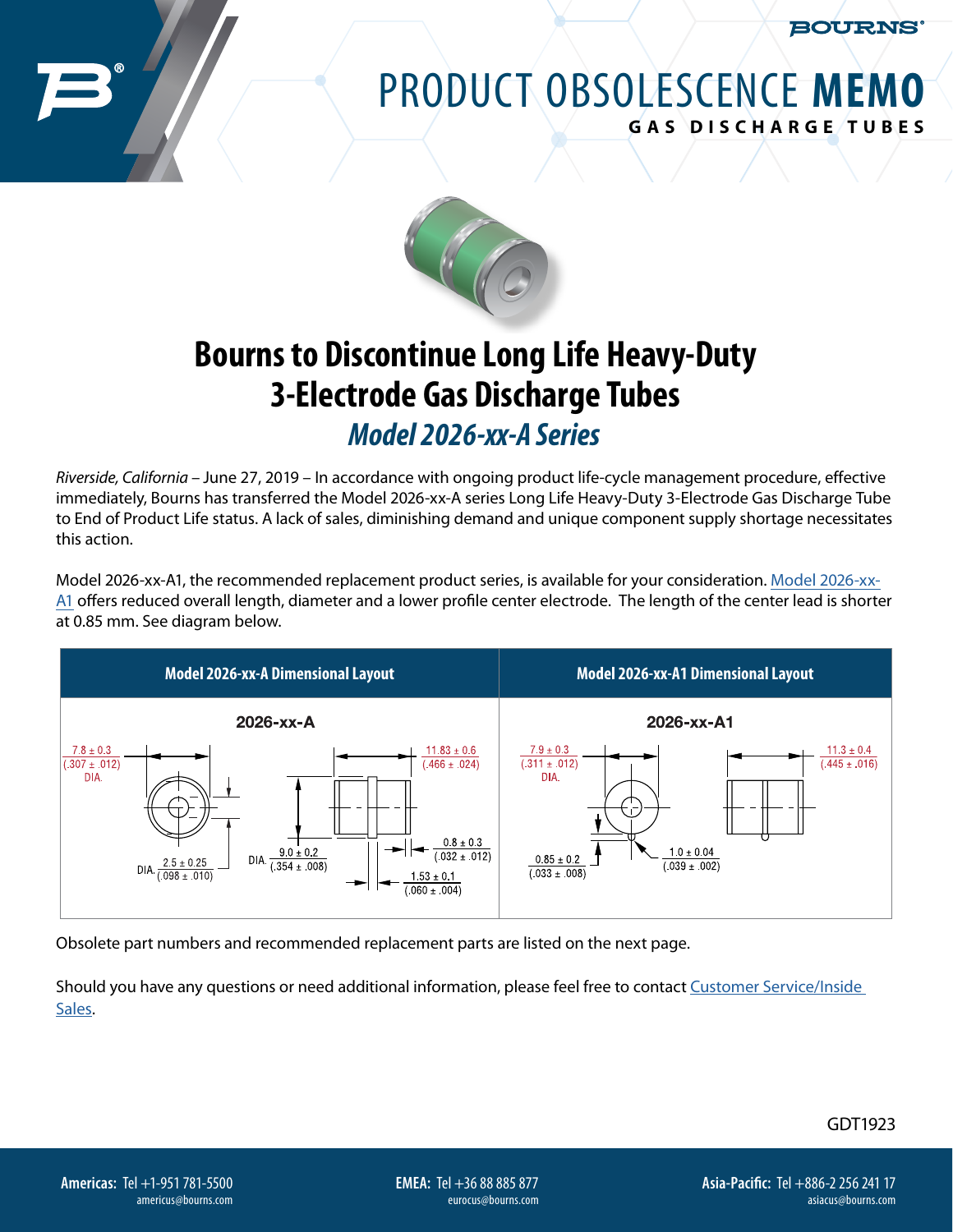# PRODUCT OBSOLESCENCE MEMO

**GAS DISCHARGE TUBES**

## Bourns to Discontinue Long Life Heavy-Duty 3-Electrode Gas Discharge Tubes

### *Model 2026-xx-A Series*

*Riverside, California* – June 27, 2019 – In accordance with ongoing product life-cycle management procedure, effective immediately, Bourns has transferred the Model 2026-xx-A series Long Life Heavy-Duty 3-Electrode Gas Discharge Tube to End of Product Life status. A lack of sales, diminishing demand and unique component supply shortage necessitates this action.

Model 2026-xx-A1, the recommended replacement product series, is available for your consideration. Model 2026-xx-A1 offers reduced overall length, diameter and a lower profile center electrode. The length of the center lead is shorter at 0.85 mm. See diagram below.

| Model 2026-xx-A Dimensional Layout | Model 2026-xx-A1 Dimensional Layout |
|---|---|
| 2026-xx-A | 2026-xx-A1 |
| 7.8 ± 0.3 (.307 ± .012) DIA. | 7.9 ± 0.3 (.311 ± .012) DIA. |
| 11.83 ± 0.6 (.466 ± .024) | 11.3 ± 0.4 (.445 ± .016) |
| DIA. 9.0 ± 0.2 (.354 ± .008) | 0.85 ± 0.2 (.033 ± .008) |
| DIA. 2.5 ± 0.25 (.098 ± .010) | 1.0 ± 0.04 (.039 ± .002) |
| 0.8 ± 0.3 (.032 ± .012) | |
| 1.53 ± 0.1 (.060 ± .004) | |

Obsolete part numbers and recommended replacement parts are listed on the next page.

Should you have any questions or need additional information, please feel free to contact Customer Service/Inside Sales.

GDT1923

**Americas:** Tel +1-951 781-5500 americus@bourns.com

**EMEA:** Tel +36 88 885 877 eurocus@bourns.com

**Asia-Pacific:** Tel +886-2 256 241 17 asiacus@bourns.com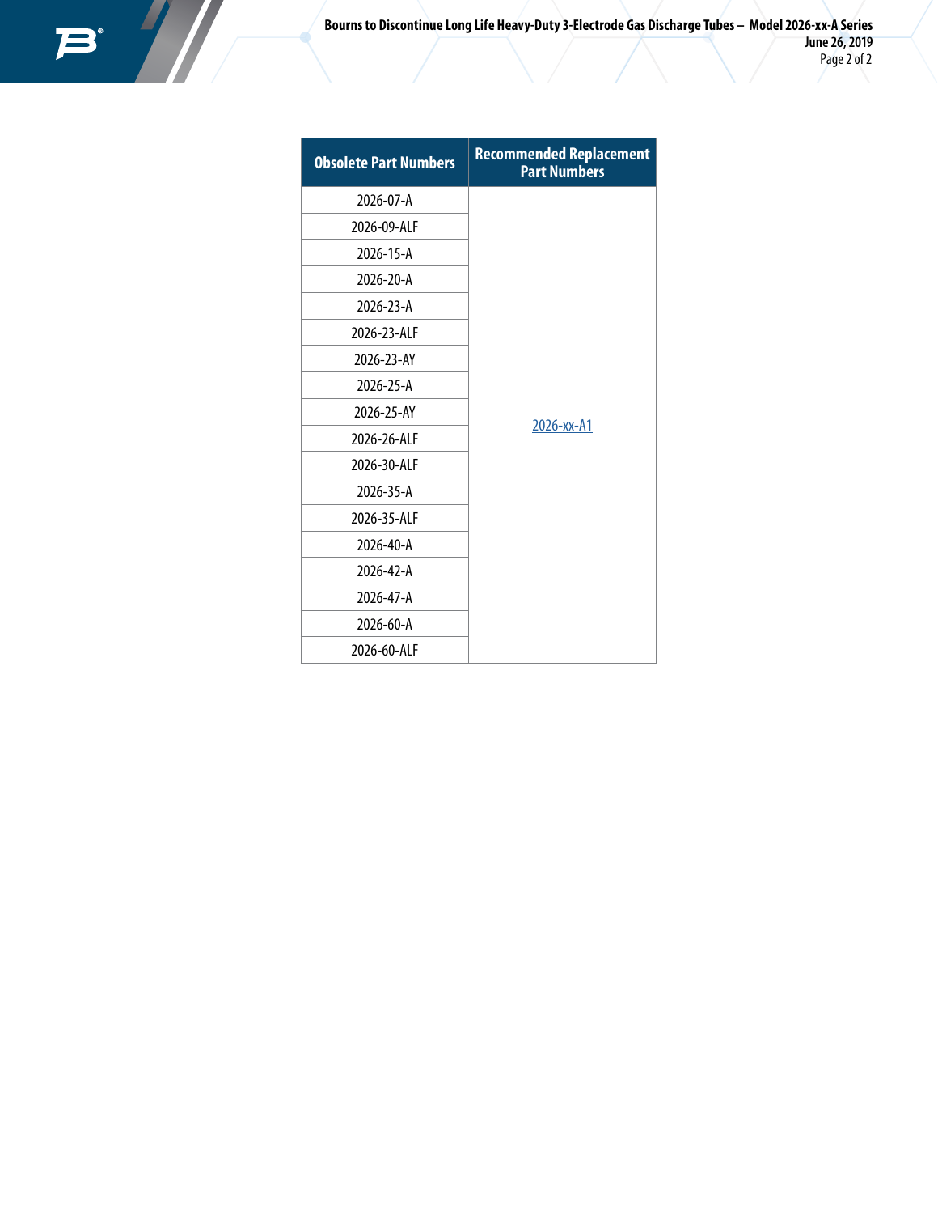| Obsolete Part Numbers | Recommended Replacement Part Numbers |
| --- | --- |
| 2026-07-A | 2026-xx-A1 |
| 2026-09-ALF | |
| 2026-15-A | |
| 2026-20-A | |
| 2026-23-A | |
| 2026-23-ALF | |
| 2026-23-AY | |
| 2026-25-A | |
| 2026-25-AY | |
| 2026-26-ALF | |
| 2026-30-ALF | |
| 2026-35-A | |
| 2026-35-ALF | |
| 2026-40-A | |
| 2026-42-A | |
| 2026-47-A | |
| 2026-60-A | |
| 2026-60-ALF | |